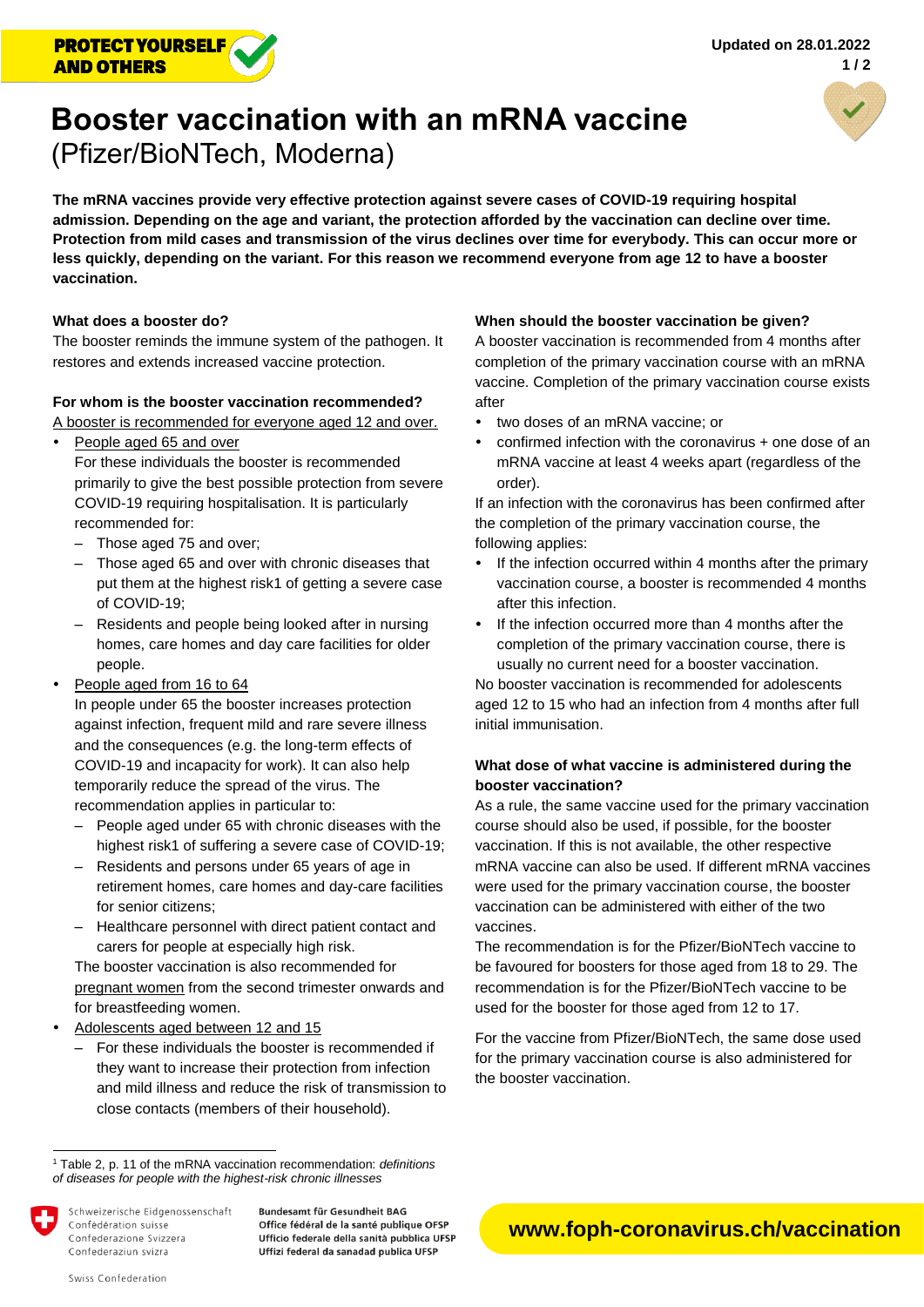PROTECT YOURSELF AND OTHERS

Updated on 28.01.2022

# Booster vaccination with an mRNA vaccine

(Pfizer/BioNTech, Moderna)

**The mRNA vaccines provide very effective protection against severe cases of COVID-19 requiring hospital admission. Depending on the age and variant, the protection afforded by the vaccination can decline over time. Protection from mild cases and transmission of the virus declines over time for everybody. This can occur more or less quickly, depending on the variant. For this reason we recommend everyone from age 12 to have a booster vaccination.**

### What does a booster do?

The booster reminds the immune system of the pathogen. It restores and extends increased vaccine protection.

### For whom is the booster vaccination recommended?

A booster is recommended for everyone aged 12 and over.

- People aged 65 and over

  For these individuals the booster is recommended primarily to give the best possible protection from severe COVID-19 requiring hospitalisation. It is particularly recommended for:
  - Those aged 75 and over;
  - Those aged 65 and over with chronic diseases that put them at the highest risk[1] of getting a severe case of COVID-19;
  - Residents and people being looked after in nursing homes, care homes and day care facilities for older people.
- People aged from 16 to 64

  In people under 65 the booster increases protection against infection, frequent mild and rare severe illness and the consequences (e.g. the long-term effects of COVID-19 and incapacity for work). It can also help temporarily reduce the spread of the virus. The recommendation applies in particular to:
  - People aged under 65 with chronic diseases with the highest risk[1] of suffering a severe case of COVID-19;
  - Residents and persons under 65 years of age in retirement homes, care homes and day-care facilities for senior citizens;
  - Healthcare personnel with direct patient contact and carers for people at especially high risk.

  The booster vaccination is also recommended for pregnant women from the second trimester onwards and for breastfeeding women.
- Adolescents aged between 12 and 15
  - For these individuals the booster is recommended if they want to increase their protection from infection and mild illness and reduce the risk of transmission to close contacts (members of their household).

### When should the booster vaccination be given?

A booster vaccination is recommended from 4 months after completion of the primary vaccination course with an mRNA vaccine. Completion of the primary vaccination course exists after

- two doses of an mRNA vaccine; or
- confirmed infection with the coronavirus + one dose of an mRNA vaccine at least 4 weeks apart (regardless of the order).

If an infection with the coronavirus has been confirmed after the completion of the primary vaccination course, the following applies:

- If the infection occurred within 4 months after the primary vaccination course, a booster is recommended 4 months after this infection.
- If the infection occurred more than 4 months after the completion of the primary vaccination course, there is usually no current need for a booster vaccination.

No booster vaccination is recommended for adolescents aged 12 to 15 who had an infection from 4 months after full initial immunisation.

### What dose of what vaccine is administered during the booster vaccination?

As a rule, the same vaccine used for the primary vaccination course should also be used, if possible, for the booster vaccination. If this is not available, the other respective mRNA vaccine can also be used. If different mRNA vaccines were used for the primary vaccination course, the booster vaccination can be administered with either of the two vaccines.

The recommendation is for the Pfizer/BioNTech vaccine to be favoured for boosters for those aged from 18 to 29. The recommendation is for the Pfizer/BioNTech vaccine to be used for the booster for those aged from 12 to 17.

For the vaccine from Pfizer/BioNTech, the same dose used for the primary vaccination course is also administered for the booster vaccination.

---

[1] Table 2, p. 11 of the mRNA vaccination recommendation: *definitions of diseases for people with the highest-risk chronic illnesses*

Schweizerische Eidgenossenschaft
Confédération suisse
Confederazione Svizzera
Confederaziun svizra

Bundesamt für Gesundheit BAG
Office fédéral de la santé publique OFSP
Ufficio federale della sanità pubblica UFSP
Uffizi federal da sanadad publica UFSP

Swiss Confederation

**www.foph-coronavirus.ch/vaccination**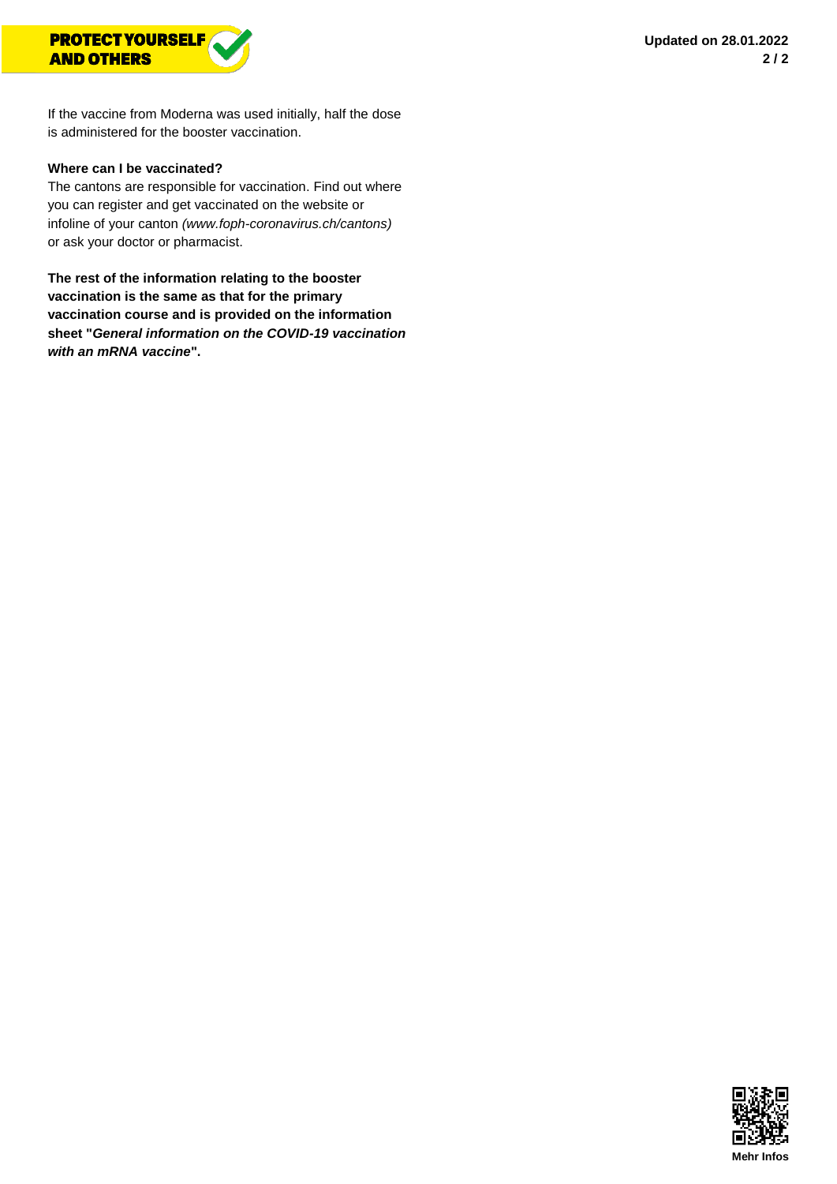If the vaccine from Moderna was used initially, half the dose is administered for the booster vaccination.

**Where can I be vaccinated?**

The cantons are responsible for vaccination. Find out where you can register and get vaccinated on the website or infoline of your canton *(www.foph-coronavirus.ch/cantons)* or ask your doctor or pharmacist.

**The rest of the information relating to the booster vaccination is the same as that for the primary vaccination course and is provided on the information sheet "*General information on the COVID-19 vaccination with an mRNA vaccine*".**

Mehr Infos